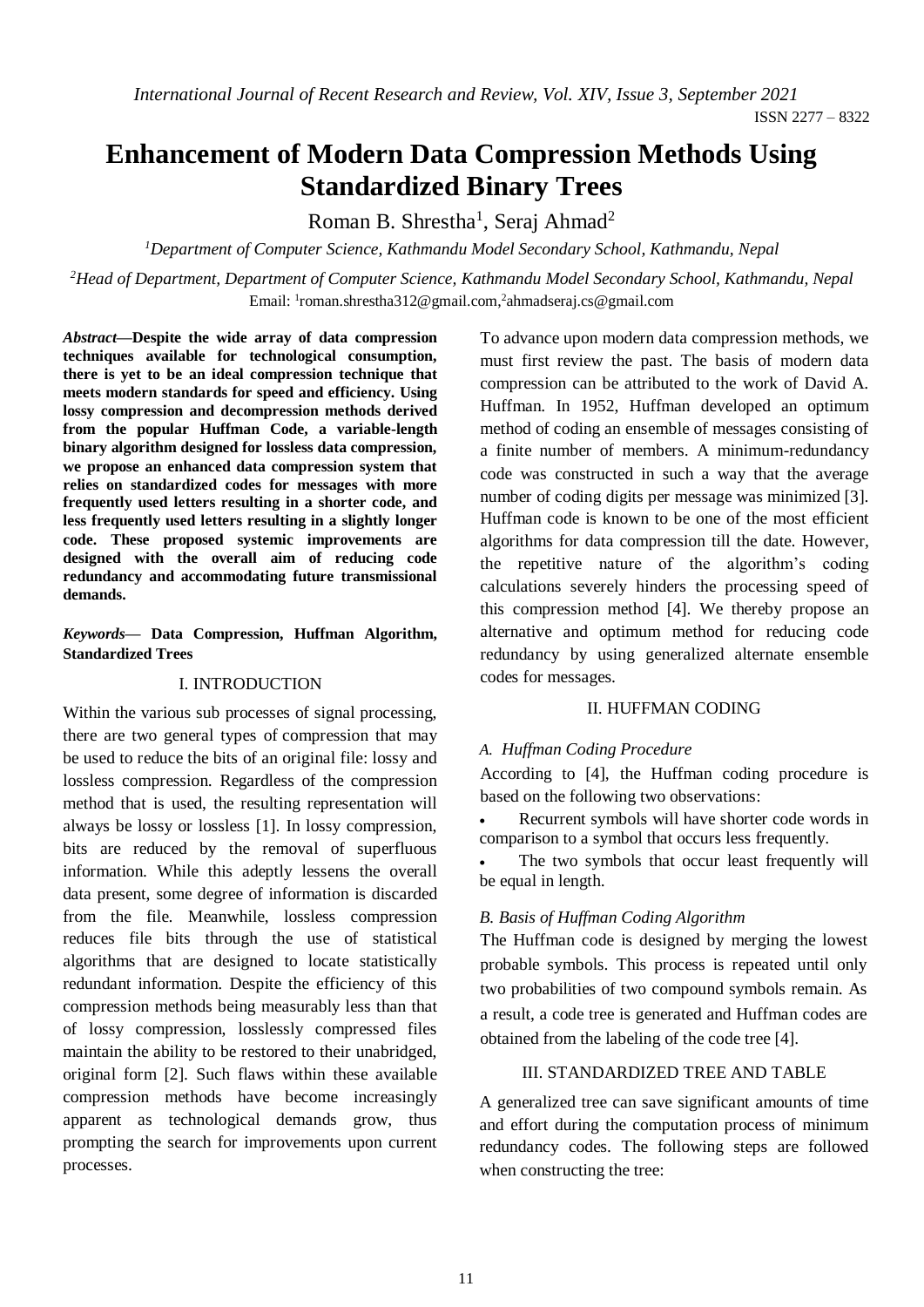# Enhancement of Modern Data Compression Methods Using Standardized Binary Trees

Roman B. Shrestha[1], Seraj Ahmad[2]

[1]Department of Computer Science, Kathmandu Model Secondary School, Kathmandu, Nepal

[2]Head of Department, Department of Computer Science, Kathmandu Model Secondary School, Kathmandu, Nepal

Email: [1]roman.shrestha312@gmail.com,[2]ahmadseraj.cs@gmail.com

***Abstract*—Despite the wide array of data compression techniques available for technological consumption, there is yet to be an ideal compression technique that meets modern standards for speed and efficiency. Using lossy compression and decompression methods derived from the popular Huffman Code, a variable-length binary algorithm designed for lossless data compression, we propose an enhanced data compression system that relies on standardized codes for messages with more frequently used letters resulting in a shorter code, and less frequently used letters resulting in a slightly longer code. These proposed systemic improvements are designed with the overall aim of reducing code redundancy and accommodating future transmissional demands.**

***Keywords*— Data Compression, Huffman Algorithm, Standardized Trees**

## I. INTRODUCTION

Within the various sub processes of signal processing, there are two general types of compression that may be used to reduce the bits of an original file: lossy and lossless compression. Regardless of the compression method that is used, the resulting representation will always be lossy or lossless [1]. In lossy compression, bits are reduced by the removal of superfluous information. While this adeptly lessens the overall data present, some degree of information is discarded from the file. Meanwhile, lossless compression reduces file bits through the use of statistical algorithms that are designed to locate statistically redundant information. Despite the efficiency of this compression methods being measurably less than that of lossy compression, losslessly compressed files maintain the ability to be restored to their unabridged, original form [2]. Such flaws within these available compression methods have become increasingly apparent as technological demands grow, thus prompting the search for improvements upon current processes.

To advance upon modern data compression methods, we must first review the past. The basis of modern data compression can be attributed to the work of David A. Huffman. In 1952, Huffman developed an optimum method of coding an ensemble of messages consisting of a finite number of members. A minimum-redundancy code was constructed in such a way that the average number of coding digits per message was minimized [3]. Huffman code is known to be one of the most efficient algorithms for data compression till the date. However, the repetitive nature of the algorithm's coding calculations severely hinders the processing speed of this compression method [4]. We thereby propose an alternative and optimum method for reducing code redundancy by using generalized alternate ensemble codes for messages.

## II. HUFFMAN CODING

### *A. Huffman Coding Procedure*

According to [4], the Huffman coding procedure is based on the following two observations:

- Recurrent symbols will have shorter code words in comparison to a symbol that occurs less frequently.
- The two symbols that occur least frequently will be equal in length.

### *B. Basis of Huffman Coding Algorithm*

The Huffman code is designed by merging the lowest probable symbols. This process is repeated until only two probabilities of two compound symbols remain. As a result, a code tree is generated and Huffman codes are obtained from the labeling of the code tree [4].

## III. STANDARDIZED TREE AND TABLE

A generalized tree can save significant amounts of time and effort during the computation process of minimum redundancy codes. The following steps are followed when constructing the tree: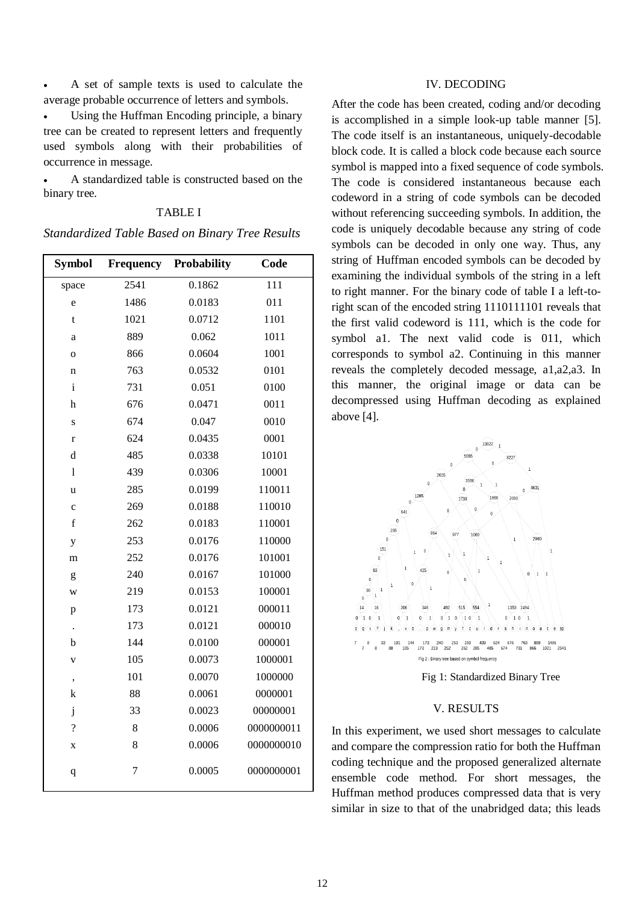- A set of sample texts is used to calculate the average probable occurrence of letters and symbols.
- Using the Huffman Encoding principle, a binary tree can be created to represent letters and frequently used symbols along with their probabilities of occurrence in message.
- A standardized table is constructed based on the binary tree.

TABLE I

*Standardized Table Based on Binary Tree Results*

| Symbol | Frequency | Probability | Code |
|---|---|---|---|
| space | 2541 | 0.1862 | 111 |
| e | 1486 | 0.0183 | 011 |
| t | 1021 | 0.0712 | 1101 |
| a | 889 | 0.062 | 1011 |
| o | 866 | 0.0604 | 1001 |
| n | 763 | 0.0532 | 0101 |
| i | 731 | 0.051 | 0100 |
| h | 676 | 0.0471 | 0011 |
| s | 674 | 0.047 | 0010 |
| r | 624 | 0.0435 | 0001 |
| d | 485 | 0.0338 | 10101 |
| l | 439 | 0.0306 | 10001 |
| u | 285 | 0.0199 | 110011 |
| c | 269 | 0.0188 | 110010 |
| f | 262 | 0.0183 | 110001 |
| y | 253 | 0.0176 | 110000 |
| m | 252 | 0.0176 | 101001 |
| g | 240 | 0.0167 | 101000 |
| w | 219 | 0.0153 | 100001 |
| p | 173 | 0.0121 | 000011 |
| . | 173 | 0.0121 | 000010 |
| b | 144 | 0.0100 | 000001 |
| v | 105 | 0.0073 | 1000001 |
| , | 101 | 0.0070 | 1000000 |
| k | 88 | 0.0061 | 0000001 |
| j | 33 | 0.0023 | 00000001 |
| ? | 8 | 0.0006 | 0000000011 |
| x | 8 | 0.0006 | 0000000010 |
| q | 7 | 0.0005 | 0000000001 |

## IV. DECODING

After the code has been created, coding and/or decoding is accomplished in a simple look-up table manner [5]. The code itself is an instantaneous, uniquely-decodable block code. It is called a block code because each source symbol is mapped into a fixed sequence of code symbols. The code is considered instantaneous because each codeword in a string of code symbols can be decoded without referencing succeeding symbols. In addition, the code is uniquely decodable because any string of code symbols can be decoded in only one way. Thus, any string of Huffman encoded symbols can be decoded by examining the individual symbols of the string in a left to right manner. For the binary code of table I a left-to-right scan of the encoded string 1110111101 reveals that the first valid codeword is 111, which is the code for symbol a1. The next valid code is 011, which corresponds to symbol a2. Continuing in this manner reveals the completely decoded message, a1,a2,a3. In this manner, the original image or data can be decompressed using Huffman decoding as explained above [4].

Fig 2 : Binary tree based on symbol frequency

Fig 1: Standardized Binary Tree

## V. RESULTS

In this experiment, we used short messages to calculate and compare the compression ratio for both the Huffman coding technique and the proposed generalized alternate ensemble code method. For short messages, the Huffman method produces compressed data that is very similar in size to that of the unabridged data; this leads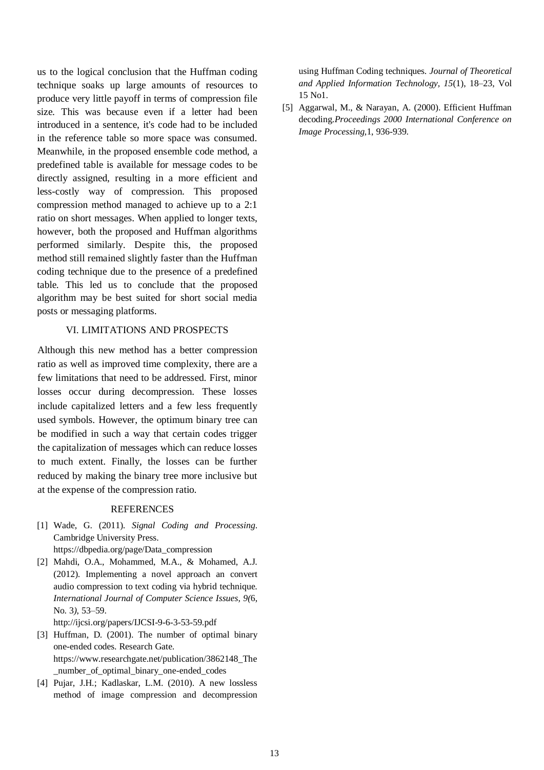us to the logical conclusion that the Huffman coding technique soaks up large amounts of resources to produce very little payoff in terms of compression file size. This was because even if a letter had been introduced in a sentence, it's code had to be included in the reference table so more space was consumed. Meanwhile, in the proposed ensemble code method, a predefined table is available for message codes to be directly assigned, resulting in a more efficient and less-costly way of compression. This proposed compression method managed to achieve up to a 2:1 ratio on short messages. When applied to longer texts, however, both the proposed and Huffman algorithms performed similarly. Despite this, the proposed method still remained slightly faster than the Huffman coding technique due to the presence of a predefined table. This led us to conclude that the proposed algorithm may be best suited for short social media posts or messaging platforms.

## VI. LIMITATIONS AND PROSPECTS

Although this new method has a better compression ratio as well as improved time complexity, there are a few limitations that need to be addressed. First, minor losses occur during decompression. These losses include capitalized letters and a few less frequently used symbols. However, the optimum binary tree can be modified in such a way that certain codes trigger the capitalization of messages which can reduce losses to much extent. Finally, the losses can be further reduced by making the binary tree more inclusive but at the expense of the compression ratio.

## REFERENCES

[1] Wade, G. (2011). *Signal Coding and Processing*. Cambridge University Press. https://dbpedia.org/page/Data_compression

[2] Mahdi, O.A., Mohammed, M.A., & Mohamed, A.J. (2012). Implementing a novel approach an convert audio compression to text coding via hybrid technique. *International Journal of Computer Science Issues, 9(*6, No. 3*)*, 53–59. http://ijcsi.org/papers/IJCSI-9-6-3-53-59.pdf

[3] Huffman, D. (2001). The number of optimal binary one-ended codes. Research Gate. https://www.researchgate.net/publication/3862148_The_number_of_optimal_binary_one-ended_codes

[4] Pujar, J.H.; Kadlaskar, L.M. (2010). A new lossless method of image compression and decompression using Huffman Coding techniques. *Journal of Theoretical and Applied Information Technology, 15*(1), 18–23, Vol 15 No1.

[5] Aggarwal, M., & Narayan, A. (2000). Efficient Huffman decoding.*Proceedings 2000 International Conference on Image Processing*,1, 936-939.